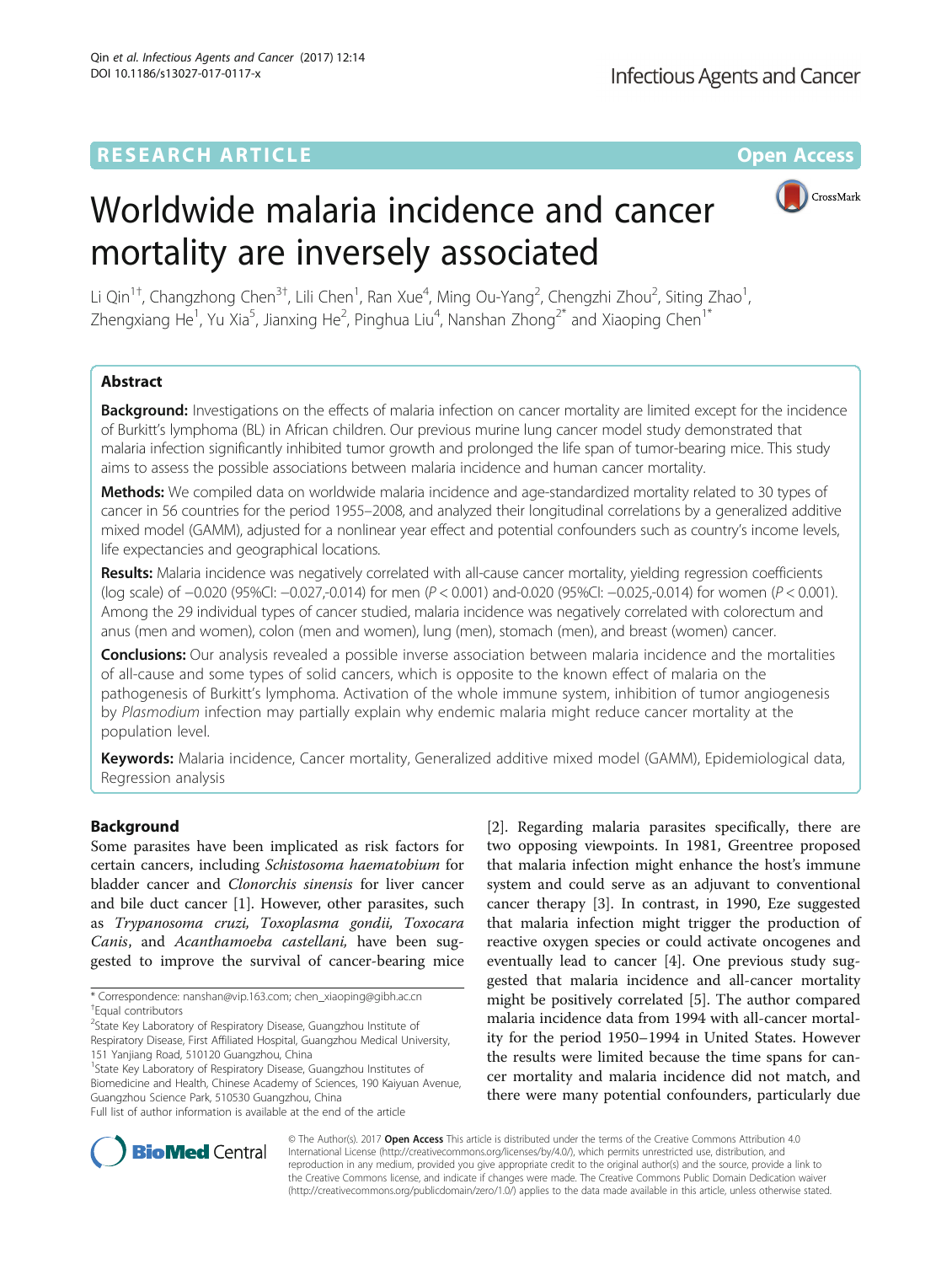RESEARCH ARTICLE

Open Access

# Worldwide malaria incidence and cancer mortality are inversely associated

Li Qin[1†], Changzhong Chen[3†], Lili Chen[1], Ran Xue[4], Ming Ou-Yang[2], Chengzhi Zhou[2], Siting Zhao[1], Zhengxiang He[1], Yu Xia[5], Jianxing He[2], Pinghua Liu[4], Nanshan Zhong[2*] and Xiaoping Chen[1*]

## Abstract

**Background:** Investigations on the effects of malaria infection on cancer mortality are limited except for the incidence of Burkitt's lymphoma (BL) in African children. Our previous murine lung cancer model study demonstrated that malaria infection significantly inhibited tumor growth and prolonged the life span of tumor-bearing mice. This study aims to assess the possible associations between malaria incidence and human cancer mortality.

**Methods:** We compiled data on worldwide malaria incidence and age-standardized mortality related to 30 types of cancer in 56 countries for the period 1955–2008, and analyzed their longitudinal correlations by a generalized additive mixed model (GAMM), adjusted for a nonlinear year effect and potential confounders such as country's income levels, life expectancies and geographical locations.

**Results:** Malaria incidence was negatively correlated with all-cause cancer mortality, yielding regression coefficients (log scale) of −0.020 (95%CI: −0.027,-0.014) for men ($P < 0.001$) and-0.020 (95%CI: −0.025,-0.014) for women ($P < 0.001$). Among the 29 individual types of cancer studied, malaria incidence was negatively correlated with colorectum and anus (men and women), colon (men and women), lung (men), stomach (men), and breast (women) cancer.

**Conclusions:** Our analysis revealed a possible inverse association between malaria incidence and the mortalities of all-cause and some types of solid cancers, which is opposite to the known effect of malaria on the pathogenesis of Burkitt's lymphoma. Activation of the whole immune system, inhibition of tumor angiogenesis by *Plasmodium* infection may partially explain why endemic malaria might reduce cancer mortality at the population level.

**Keywords:** Malaria incidence, Cancer mortality, Generalized additive mixed model (GAMM), Epidemiological data, Regression analysis

## Background

Some parasites have been implicated as risk factors for certain cancers, including *Schistosoma haematobium* for bladder cancer and *Clonorchis sinensis* for liver cancer and bile duct cancer [1]. However, other parasites, such as *Trypanosoma cruzi, Toxoplasma gondii, Toxocara Canis*, and *Acanthamoeba castellani,* have been suggested to improve the survival of cancer-bearing mice [2]. Regarding malaria parasites specifically, there are two opposing viewpoints. In 1981, Greentree proposed that malaria infection might enhance the host's immune system and could serve as an adjuvant to conventional cancer therapy [3]. In contrast, in 1990, Eze suggested that malaria infection might trigger the production of reactive oxygen species or could activate oncogenes and eventually lead to cancer [4]. One previous study suggested that malaria incidence and all-cancer mortality might be positively correlated [5]. The author compared malaria incidence data from 1994 with all-cancer mortality for the period 1950–1994 in United States. However the results were limited because the time spans for cancer mortality and malaria incidence did not match, and there were many potential confounders, particularly due

* Correspondence: nanshan@vip.163.com; chen_xiaoping@gibh.ac.cn
†Equal contributors
[2]State Key Laboratory of Respiratory Disease, Guangzhou Institute of Respiratory Disease, First Affiliated Hospital, Guangzhou Medical University, 151 Yanjiang Road, 510120 Guangzhou, China
[1]State Key Laboratory of Respiratory Disease, Guangzhou Institutes of Biomedicine and Health, Chinese Academy of Sciences, 190 Kaiyuan Avenue, Guangzhou Science Park, 510530 Guangzhou, China
Full list of author information is available at the end of the article

© The Author(s). 2017 **Open Access** This article is distributed under the terms of the Creative Commons Attribution 4.0 International License (http://creativecommons.org/licenses/by/4.0/), which permits unrestricted use, distribution, and reproduction in any medium, provided you give appropriate credit to the original author(s) and the source, provide a link to the Creative Commons license, and indicate if changes were made. The Creative Commons Public Domain Dedication waiver (http://creativecommons.org/publicdomain/zero/1.0/) applies to the data made available in this article, unless otherwise stated.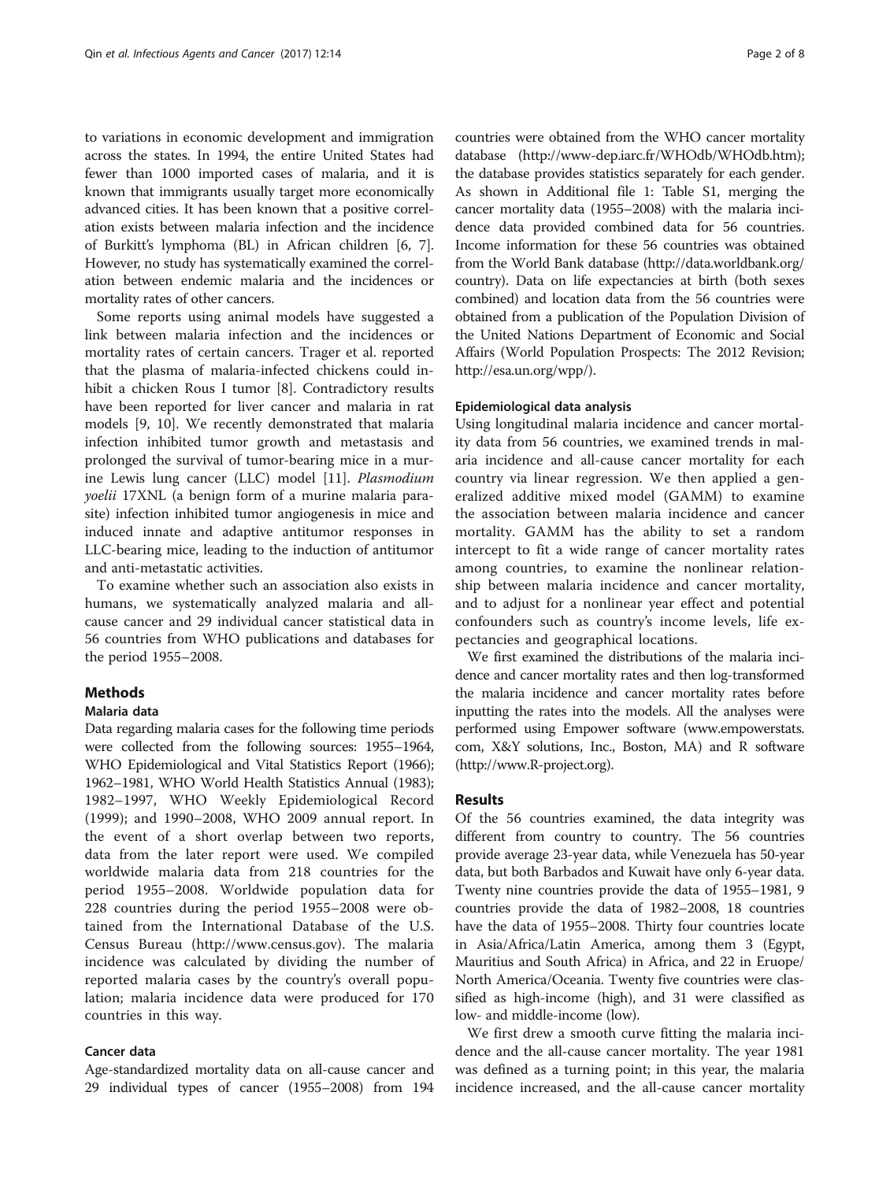to variations in economic development and immigration across the states. In 1994, the entire United States had fewer than 1000 imported cases of malaria, and it is known that immigrants usually target more economically advanced cities. It has been known that a positive correlation exists between malaria infection and the incidence of Burkitt's lymphoma (BL) in African children [6, 7]. However, no study has systematically examined the correlation between endemic malaria and the incidences or mortality rates of other cancers.

Some reports using animal models have suggested a link between malaria infection and the incidences or mortality rates of certain cancers. Trager et al. reported that the plasma of malaria-infected chickens could inhibit a chicken Rous I tumor [8]. Contradictory results have been reported for liver cancer and malaria in rat models [9, 10]. We recently demonstrated that malaria infection inhibited tumor growth and metastasis and prolonged the survival of tumor-bearing mice in a murine Lewis lung cancer (LLC) model [11]. *Plasmodium yoelii* 17XNL (a benign form of a murine malaria parasite) infection inhibited tumor angiogenesis in mice and induced innate and adaptive antitumor responses in LLC-bearing mice, leading to the induction of antitumor and anti-metastatic activities.

To examine whether such an association also exists in humans, we systematically analyzed malaria and all-cause cancer and 29 individual cancer statistical data in 56 countries from WHO publications and databases for the period 1955–2008.

## Methods

### Malaria data

Data regarding malaria cases for the following time periods were collected from the following sources: 1955–1964, WHO Epidemiological and Vital Statistics Report (1966); 1962–1981, WHO World Health Statistics Annual (1983); 1982–1997, WHO Weekly Epidemiological Record (1999); and 1990–2008, WHO 2009 annual report. In the event of a short overlap between two reports, data from the later report were used. We compiled worldwide malaria data from 218 countries for the period 1955–2008. Worldwide population data for 228 countries during the period 1955–2008 were obtained from the International Database of the U.S. Census Bureau (http://www.census.gov). The malaria incidence was calculated by dividing the number of reported malaria cases by the country's overall population; malaria incidence data were produced for 170 countries in this way.

### Cancer data

Age-standardized mortality data on all-cause cancer and 29 individual types of cancer (1955–2008) from 194 countries were obtained from the WHO cancer mortality database (http://www-dep.iarc.fr/WHOdb/WHOdb.htm); the database provides statistics separately for each gender. As shown in Additional file 1: Table S1, merging the cancer mortality data (1955–2008) with the malaria incidence data provided combined data for 56 countries. Income information for these 56 countries was obtained from the World Bank database (http://data.worldbank.org/country). Data on life expectancies at birth (both sexes combined) and location data from the 56 countries were obtained from a publication of the Population Division of the United Nations Department of Economic and Social Affairs (World Population Prospects: The 2012 Revision; http://esa.un.org/wpp/).

### Epidemiological data analysis

Using longitudinal malaria incidence and cancer mortality data from 56 countries, we examined trends in malaria incidence and all-cause cancer mortality for each country via linear regression. We then applied a generalized additive mixed model (GAMM) to examine the association between malaria incidence and cancer mortality. GAMM has the ability to set a random intercept to fit a wide range of cancer mortality rates among countries, to examine the nonlinear relationship between malaria incidence and cancer mortality, and to adjust for a nonlinear year effect and potential confounders such as country's income levels, life expectancies and geographical locations.

We first examined the distributions of the malaria incidence and cancer mortality rates and then log-transformed the malaria incidence and cancer mortality rates before inputting the rates into the models. All the analyses were performed using Empower software (www.empowerstats.com, X&Y solutions, Inc., Boston, MA) and R software (http://www.R-project.org).

## Results

Of the 56 countries examined, the data integrity was different from country to country. The 56 countries provide average 23-year data, while Venezuela has 50-year data, but both Barbados and Kuwait have only 6-year data. Twenty nine countries provide the data of 1955–1981, 9 countries provide the data of 1982–2008, 18 countries have the data of 1955–2008. Thirty four countries locate in Asia/Africa/Latin America, among them 3 (Egypt, Mauritius and South Africa) in Africa, and 22 in Eruope/North America/Oceania. Twenty five countries were classified as high-income (high), and 31 were classified as low- and middle-income (low).

We first drew a smooth curve fitting the malaria incidence and the all-cause cancer mortality. The year 1981 was defined as a turning point; in this year, the malaria incidence increased, and the all-cause cancer mortality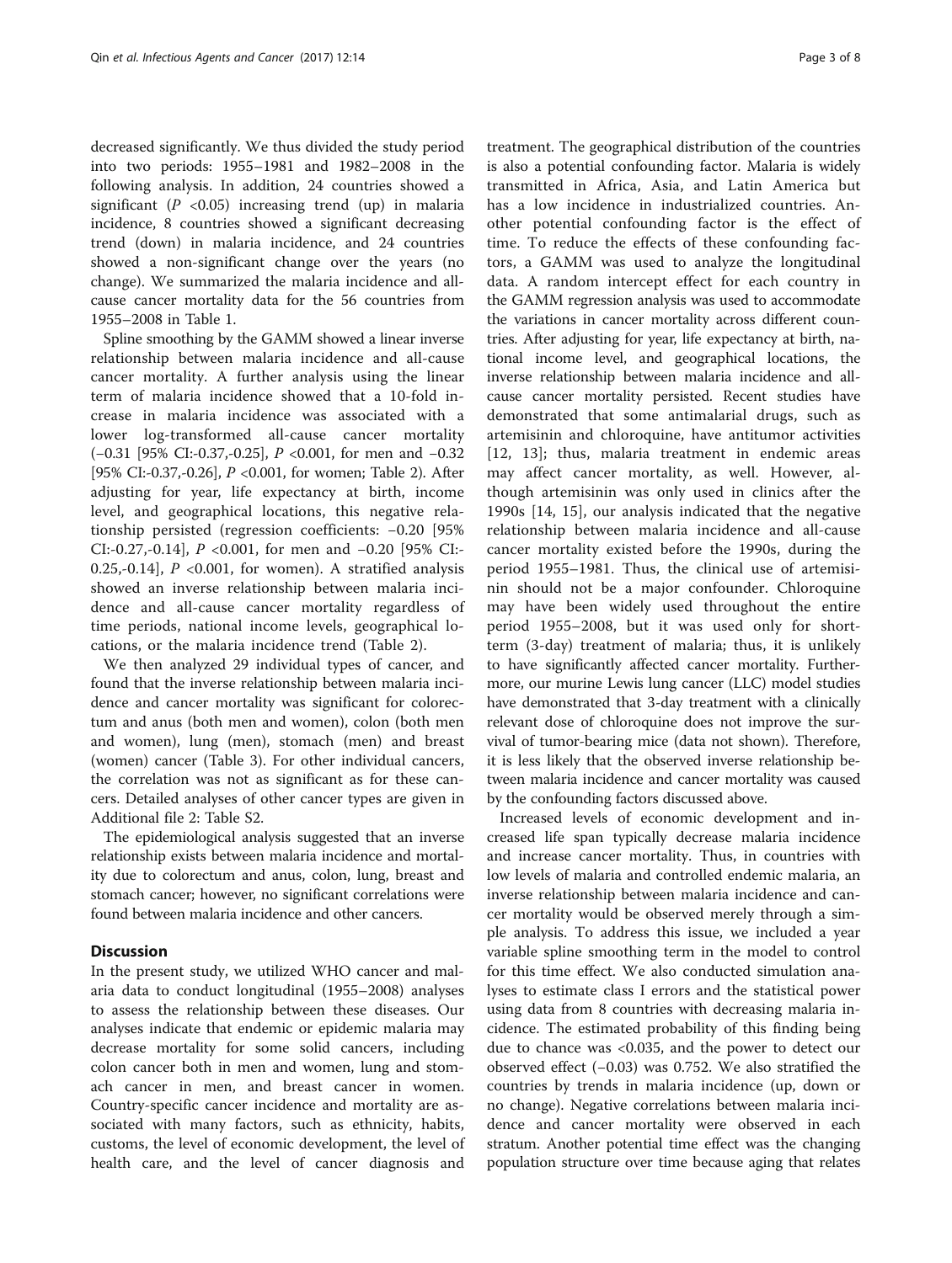decreased significantly. We thus divided the study period into two periods: 1955–1981 and 1982–2008 in the following analysis. In addition, 24 countries showed a significant ($P$ <0.05) increasing trend (up) in malaria incidence, 8 countries showed a significant decreasing trend (down) in malaria incidence, and 24 countries showed a non-significant change over the years (no change). We summarized the malaria incidence and all-cause cancer mortality data for the 56 countries from 1955–2008 in Table 1.

Spline smoothing by the GAMM showed a linear inverse relationship between malaria incidence and all-cause cancer mortality. A further analysis using the linear term of malaria incidence showed that a 10-fold increase in malaria incidence was associated with a lower log-transformed all-cause cancer mortality (−0.31 [95% CI:-0.37,-0.25], $P$ <0.001, for men and −0.32 [95% CI:-0.37,-0.26], $P$ <0.001, for women; Table 2). After adjusting for year, life expectancy at birth, income level, and geographical locations, this negative relationship persisted (regression coefficients: −0.20 [95% CI:-0.27,-0.14], $P$ <0.001, for men and −0.20 [95% CI:-0.25,-0.14], $P$ <0.001, for women). A stratified analysis showed an inverse relationship between malaria incidence and all-cause cancer mortality regardless of time periods, national income levels, geographical locations, or the malaria incidence trend (Table 2).

We then analyzed 29 individual types of cancer, and found that the inverse relationship between malaria incidence and cancer mortality was significant for colorectum and anus (both men and women), colon (both men and women), lung (men), stomach (men) and breast (women) cancer (Table 3). For other individual cancers, the correlation was not as significant as for these cancers. Detailed analyses of other cancer types are given in Additional file 2: Table S2.

The epidemiological analysis suggested that an inverse relationship exists between malaria incidence and mortality due to colorectum and anus, colon, lung, breast and stomach cancer; however, no significant correlations were found between malaria incidence and other cancers.

## Discussion

In the present study, we utilized WHO cancer and malaria data to conduct longitudinal (1955–2008) analyses to assess the relationship between these diseases. Our analyses indicate that endemic or epidemic malaria may decrease mortality for some solid cancers, including colon cancer both in men and women, lung and stomach cancer in men, and breast cancer in women. Country-specific cancer incidence and mortality are associated with many factors, such as ethnicity, habits, customs, the level of economic development, the level of health care, and the level of cancer diagnosis and treatment. The geographical distribution of the countries is also a potential confounding factor. Malaria is widely transmitted in Africa, Asia, and Latin America but has a low incidence in industrialized countries. Another potential confounding factor is the effect of time. To reduce the effects of these confounding factors, a GAMM was used to analyze the longitudinal data. A random intercept effect for each country in the GAMM regression analysis was used to accommodate the variations in cancer mortality across different countries. After adjusting for year, life expectancy at birth, national income level, and geographical locations, the inverse relationship between malaria incidence and all-cause cancer mortality persisted. Recent studies have demonstrated that some antimalarial drugs, such as artemisinin and chloroquine, have antitumor activities [12, 13]; thus, malaria treatment in endemic areas may affect cancer mortality, as well. However, although artemisinin was only used in clinics after the 1990s [14, 15], our analysis indicated that the negative relationship between malaria incidence and all-cause cancer mortality existed before the 1990s, during the period 1955–1981. Thus, the clinical use of artemisinin should not be a major confounder. Chloroquine may have been widely used throughout the entire period 1955–2008, but it was used only for short-term (3-day) treatment of malaria; thus, it is unlikely to have significantly affected cancer mortality. Furthermore, our murine Lewis lung cancer (LLC) model studies have demonstrated that 3-day treatment with a clinically relevant dose of chloroquine does not improve the survival of tumor-bearing mice (data not shown). Therefore, it is less likely that the observed inverse relationship between malaria incidence and cancer mortality was caused by the confounding factors discussed above.

Increased levels of economic development and increased life span typically decrease malaria incidence and increase cancer mortality. Thus, in countries with low levels of malaria and controlled endemic malaria, an inverse relationship between malaria incidence and cancer mortality would be observed merely through a simple analysis. To address this issue, we included a year variable spline smoothing term in the model to control for this time effect. We also conducted simulation analyses to estimate class I errors and the statistical power using data from 8 countries with decreasing malaria incidence. The estimated probability of this finding being due to chance was <0.035, and the power to detect our observed effect (−0.03) was 0.752. We also stratified the countries by trends in malaria incidence (up, down or no change). Negative correlations between malaria incidence and cancer mortality were observed in each stratum. Another potential time effect was the changing population structure over time because aging that relates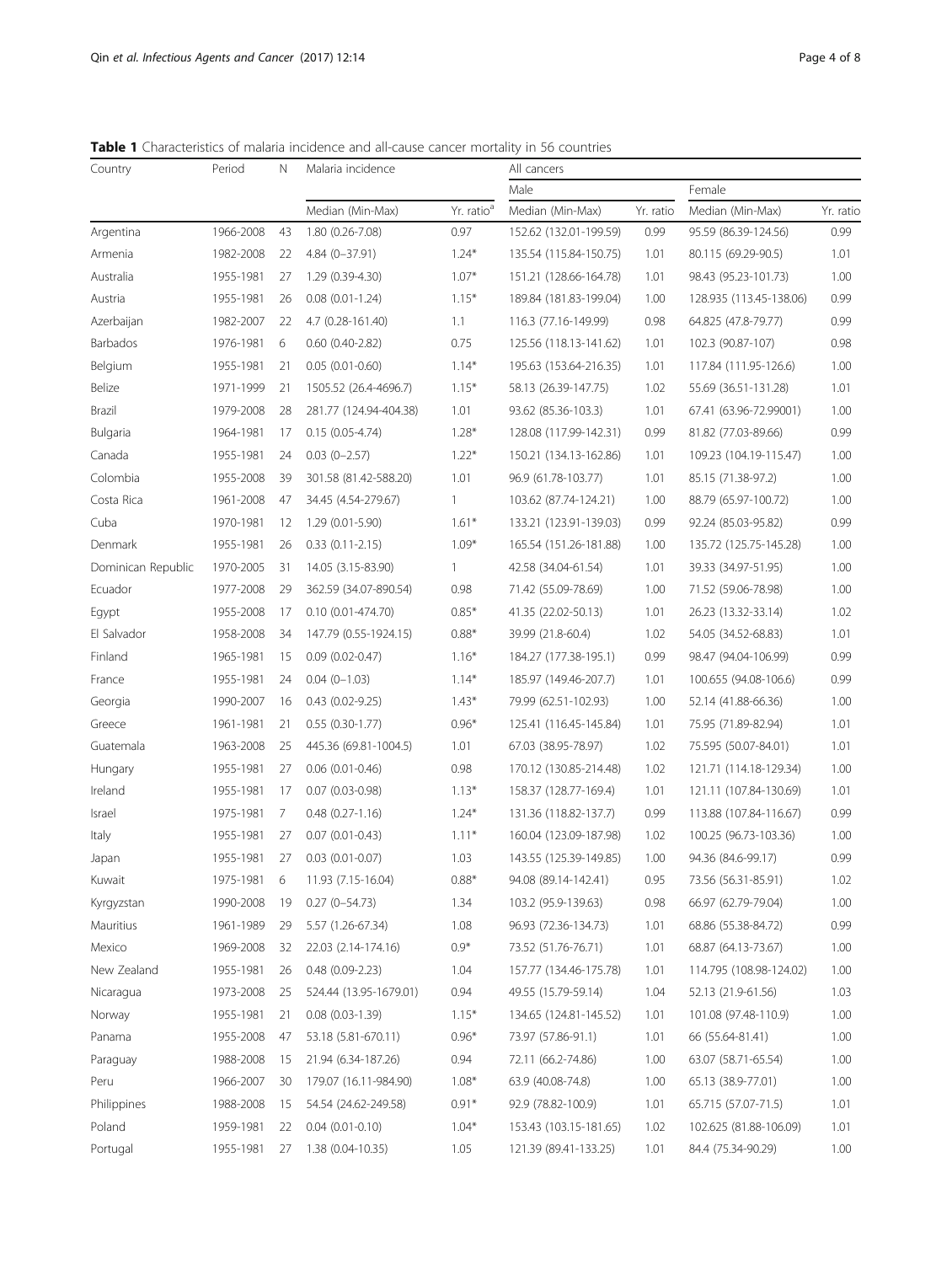**Table 1** Characteristics of malaria incidence and all-cause cancer mortality in 56 countries

| Country | Period | N | Malaria incidence | | All cancers | | | |
|---|---|---|---|---|---|---|---|---|
| | | | | | Male | | Female | |
| | | | Median (Min-Max) | Yr. ratio[a] | Median (Min-Max) | Yr. ratio | Median (Min-Max) | Yr. ratio |
| Argentina | 1966-2008 | 43 | 1.80 (0.26-7.08) | 0.97 | 152.62 (132.01-199.59) | 0.99 | 95.59 (86.39-124.56) | 0.99 |
| Armenia | 1982-2008 | 22 | 4.84 (0–37.91) | 1.24* | 135.54 (115.84-150.75) | 1.01 | 80.115 (69.29-90.5) | 1.01 |
| Australia | 1955-1981 | 27 | 1.29 (0.39-4.30) | 1.07* | 151.21 (128.66-164.78) | 1.01 | 98.43 (95.23-101.73) | 1.00 |
| Austria | 1955-1981 | 26 | 0.08 (0.01-1.24) | 1.15* | 189.84 (181.83-199.04) | 1.00 | 128.935 (113.45-138.06) | 0.99 |
| Azerbaijan | 1982-2007 | 22 | 4.7 (0.28-161.40) | 1.1 | 116.3 (77.16-149.99) | 0.98 | 64.825 (47.8-79.77) | 0.99 |
| Barbados | 1976-1981 | 6 | 0.60 (0.40-2.82) | 0.75 | 125.56 (118.13-141.62) | 1.01 | 102.3 (90.87-107) | 0.98 |
| Belgium | 1955-1981 | 21 | 0.05 (0.01-0.60) | 1.14* | 195.63 (153.64-216.35) | 1.01 | 117.84 (111.95-126.6) | 1.00 |
| Belize | 1971-1999 | 21 | 1505.52 (26.4-4696.7) | 1.15* | 58.13 (26.39-147.75) | 1.02 | 55.69 (36.51-131.28) | 1.01 |
| Brazil | 1979-2008 | 28 | 281.77 (124.94-404.38) | 1.01 | 93.62 (85.36-103.3) | 1.01 | 67.41 (63.96-72.99001) | 1.00 |
| Bulgaria | 1964-1981 | 17 | 0.15 (0.05-4.74) | 1.28* | 128.08 (117.99-142.31) | 0.99 | 81.82 (77.03-89.66) | 0.99 |
| Canada | 1955-1981 | 24 | 0.03 (0–2.57) | 1.22* | 150.21 (134.13-162.86) | 1.01 | 109.23 (104.19-115.47) | 1.00 |
| Colombia | 1955-2008 | 39 | 301.58 (81.42-588.20) | 1.01 | 96.9 (61.78-103.77) | 1.01 | 85.15 (71.38-97.2) | 1.00 |
| Costa Rica | 1961-2008 | 47 | 34.45 (4.54-279.67) | 1 | 103.62 (87.74-124.21) | 1.00 | 88.79 (65.97-100.72) | 1.00 |
| Cuba | 1970-1981 | 12 | 1.29 (0.01-5.90) | 1.61* | 133.21 (123.91-139.03) | 0.99 | 92.24 (85.03-95.82) | 0.99 |
| Denmark | 1955-1981 | 26 | 0.33 (0.11-2.15) | 1.09* | 165.54 (151.26-181.88) | 1.00 | 135.72 (125.75-145.28) | 1.00 |
| Dominican Republic | 1970-2005 | 31 | 14.05 (3.15-83.90) | 1 | 42.58 (34.04-61.54) | 1.01 | 39.33 (34.97-51.95) | 1.00 |
| Ecuador | 1977-2008 | 29 | 362.59 (34.07-890.54) | 0.98 | 71.42 (55.09-78.69) | 1.00 | 71.52 (59.06-78.98) | 1.00 |
| Egypt | 1955-2008 | 17 | 0.10 (0.01-474.70) | 0.85* | 41.35 (22.02-50.13) | 1.01 | 26.23 (13.32-33.14) | 1.02 |
| El Salvador | 1958-2008 | 34 | 147.79 (0.55-1924.15) | 0.88* | 39.99 (21.8-60.4) | 1.02 | 54.05 (34.52-68.83) | 1.01 |
| Finland | 1965-1981 | 15 | 0.09 (0.02-0.47) | 1.16* | 184.27 (177.38-195.1) | 0.99 | 98.47 (94.04-106.99) | 0.99 |
| France | 1955-1981 | 24 | 0.04 (0–1.03) | 1.14* | 185.97 (149.46-207.7) | 1.01 | 100.655 (94.08-106.6) | 0.99 |
| Georgia | 1990-2007 | 16 | 0.43 (0.02-9.25) | 1.43* | 79.99 (62.51-102.93) | 1.00 | 52.14 (41.88-66.36) | 1.00 |
| Greece | 1961-1981 | 21 | 0.55 (0.30-1.77) | 0.96* | 125.41 (116.45-145.84) | 1.01 | 75.95 (71.89-82.94) | 1.01 |
| Guatemala | 1963-2008 | 25 | 445.36 (69.81-1004.5) | 1.01 | 67.03 (38.95-78.97) | 1.02 | 75.595 (50.07-84.01) | 1.01 |
| Hungary | 1955-1981 | 27 | 0.06 (0.01-0.46) | 0.98 | 170.12 (130.85-214.48) | 1.02 | 121.71 (114.18-129.34) | 1.00 |
| Ireland | 1955-1981 | 17 | 0.07 (0.03-0.98) | 1.13* | 158.37 (128.77-169.4) | 1.01 | 121.11 (107.84-130.69) | 1.01 |
| Israel | 1975-1981 | 7 | 0.48 (0.27-1.16) | 1.24* | 131.36 (118.82-137.7) | 0.99 | 113.88 (107.84-116.67) | 0.99 |
| Italy | 1955-1981 | 27 | 0.07 (0.01-0.43) | 1.11* | 160.04 (123.09-187.98) | 1.02 | 100.25 (96.73-103.36) | 1.00 |
| Japan | 1955-1981 | 27 | 0.03 (0.01-0.07) | 1.03 | 143.55 (125.39-149.85) | 1.00 | 94.36 (84.6-99.17) | 0.99 |
| Kuwait | 1975-1981 | 6 | 11.93 (7.15-16.04) | 0.88* | 94.08 (89.14-142.41) | 0.95 | 73.56 (56.31-85.91) | 1.02 |
| Kyrgyzstan | 1990-2008 | 19 | 0.27 (0–54.73) | 1.34 | 103.2 (95.9-139.63) | 0.98 | 66.97 (62.79-79.04) | 1.00 |
| Mauritius | 1961-1989 | 29 | 5.57 (1.26-67.34) | 1.08 | 96.93 (72.36-134.73) | 1.01 | 68.86 (55.38-84.72) | 0.99 |
| Mexico | 1969-2008 | 32 | 22.03 (2.14-174.16) | 0.9* | 73.52 (51.76-76.71) | 1.01 | 68.87 (64.13-73.67) | 1.00 |
| New Zealand | 1955-1981 | 26 | 0.48 (0.09-2.23) | 1.04 | 157.77 (134.46-175.78) | 1.01 | 114.795 (108.98-124.02) | 1.00 |
| Nicaragua | 1973-2008 | 25 | 524.44 (13.95-1679.01) | 0.94 | 49.55 (15.79-59.14) | 1.04 | 52.13 (21.9-61.56) | 1.03 |
| Norway | 1955-1981 | 21 | 0.08 (0.03-1.39) | 1.15* | 134.65 (124.81-145.52) | 1.01 | 101.08 (97.48-110.9) | 1.00 |
| Panama | 1955-2008 | 47 | 53.18 (5.81-670.11) | 0.96* | 73.97 (57.86-91.1) | 1.01 | 66 (55.64-81.41) | 1.00 |
| Paraguay | 1988-2008 | 15 | 21.94 (6.34-187.26) | 0.94 | 72.11 (66.2-74.86) | 1.00 | 63.07 (58.71-65.54) | 1.00 |
| Peru | 1966-2007 | 30 | 179.07 (16.11-984.90) | 1.08* | 63.9 (40.08-74.8) | 1.00 | 65.13 (38.9-77.01) | 1.00 |
| Philippines | 1988-2008 | 15 | 54.54 (24.62-249.58) | 0.91* | 92.9 (78.82-100.9) | 1.01 | 65.715 (57.07-71.5) | 1.01 |
| Poland | 1959-1981 | 22 | 0.04 (0.01-0.10) | 1.04* | 153.43 (103.15-181.65) | 1.02 | 102.625 (81.88-106.09) | 1.01 |
| Portugal | 1955-1981 | 27 | 1.38 (0.04-10.35) | 1.05 | 121.39 (89.41-133.25) | 1.01 | 84.4 (75.34-90.29) | 1.00 |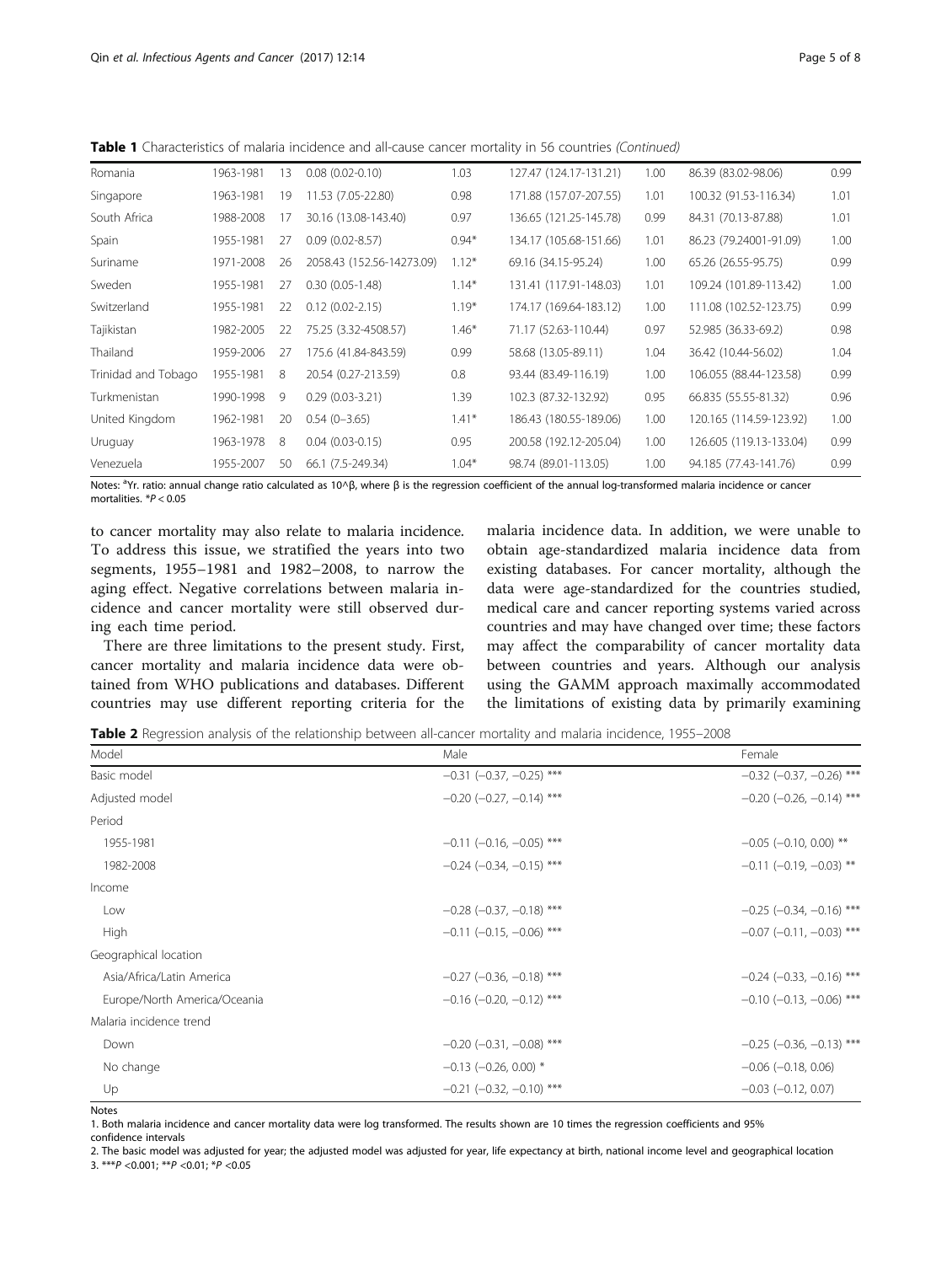**Table 1** Characteristics of malaria incidence and all-cause cancer mortality in 56 countries *(Continued)*

| | | | | | | | | |
|---|---|---|---|---|---|---|---|---|
| Romania | 1963-1981 | 13 | 0.08 (0.02-0.10) | 1.03 | 127.47 (124.17-131.21) | 1.00 | 86.39 (83.02-98.06) | 0.99 |
| Singapore | 1963-1981 | 19 | 11.53 (7.05-22.80) | 0.98 | 171.88 (157.07-207.55) | 1.01 | 100.32 (91.53-116.34) | 1.01 |
| South Africa | 1988-2008 | 17 | 30.16 (13.08-143.40) | 0.97 | 136.65 (121.25-145.78) | 0.99 | 84.31 (70.13-87.88) | 1.01 |
| Spain | 1955-1981 | 27 | 0.09 (0.02-8.57) | 0.94* | 134.17 (105.68-151.66) | 1.01 | 86.23 (79.24001-91.09) | 1.00 |
| Suriname | 1971-2008 | 26 | 2058.43 (152.56-14273.09) | 1.12* | 69.16 (34.15-95.24) | 1.00 | 65.26 (26.55-95.75) | 0.99 |
| Sweden | 1955-1981 | 27 | 0.30 (0.05-1.48) | 1.14* | 131.41 (117.91-148.03) | 1.01 | 109.24 (101.89-113.42) | 1.00 |
| Switzerland | 1955-1981 | 22 | 0.12 (0.02-2.15) | 1.19* | 174.17 (169.64-183.12) | 1.00 | 111.08 (102.52-123.75) | 0.99 |
| Tajikistan | 1982-2005 | 22 | 75.25 (3.32-4508.57) | 1.46* | 71.17 (52.63-110.44) | 0.97 | 52.985 (36.33-69.2) | 0.98 |
| Thailand | 1959-2006 | 27 | 175.6 (41.84-843.59) | 0.99 | 58.68 (13.05-89.11) | 1.04 | 36.42 (10.44-56.02) | 1.04 |
| Trinidad and Tobago | 1955-1981 | 8 | 20.54 (0.27-213.59) | 0.8 | 93.44 (83.49-116.19) | 1.00 | 106.055 (88.44-123.58) | 0.99 |
| Turkmenistan | 1990-1998 | 9 | 0.29 (0.03-3.21) | 1.39 | 102.3 (87.32-132.92) | 0.95 | 66.835 (55.55-81.32) | 0.96 |
| United Kingdom | 1962-1981 | 20 | 0.54 (0–3.65) | 1.41* | 186.43 (180.55-189.06) | 1.00 | 120.165 (114.59-123.92) | 1.00 |
| Uruguay | 1963-1978 | 8 | 0.04 (0.03-0.15) | 0.95 | 200.58 (192.12-205.04) | 1.00 | 126.605 (119.13-133.04) | 0.99 |
| Venezuela | 1955-2007 | 50 | 66.1 (7.5-249.34) | 1.04* | 98.74 (89.01-113.05) | 1.00 | 94.185 (77.43-141.76) | 0.99 |

Notes: [a]Yr. ratio: annual change ratio calculated as 10^β, where β is the regression coefficient of the annual log-transformed malaria incidence or cancer mortalities. *$P < 0.05$

to cancer mortality may also relate to malaria incidence. To address this issue, we stratified the years into two segments, 1955–1981 and 1982–2008, to narrow the aging effect. Negative correlations between malaria incidence and cancer mortality were still observed during each time period.

There are three limitations to the present study. First, cancer mortality and malaria incidence data were obtained from WHO publications and databases. Different countries may use different reporting criteria for the malaria incidence data. In addition, we were unable to obtain age-standardized malaria incidence data from existing databases. For cancer mortality, although the data were age-standardized for the countries studied, medical care and cancer reporting systems varied across countries and may have changed over time; these factors may affect the comparability of cancer mortality data between countries and years. Although our analysis using the GAMM approach maximally accommodated the limitations of existing data by primarily examining

**Table 2** Regression analysis of the relationship between all-cancer mortality and malaria incidence, 1955–2008

| Model | Male | Female |
|---|---|---|
| Basic model | −0.31 (−0.37, −0.25) *** | −0.32 (−0.37, −0.26) *** |
| Adjusted model | −0.20 (−0.27, −0.14) *** | −0.20 (−0.26, −0.14) *** |
| Period | | |
| 1955-1981 | −0.11 (−0.16, −0.05) *** | −0.05 (−0.10, 0.00) ** |
| 1982-2008 | −0.24 (−0.34, −0.15) *** | −0.11 (−0.19, −0.03) ** |
| Income | | |
| Low | −0.28 (−0.37, −0.18) *** | −0.25 (−0.34, −0.16) *** |
| High | −0.11 (−0.15, −0.06) *** | −0.07 (−0.11, −0.03) *** |
| Geographical location | | |
| Asia/Africa/Latin America | −0.27 (−0.36, −0.18) *** | −0.24 (−0.33, −0.16) *** |
| Europe/North America/Oceania | −0.16 (−0.20, −0.12) *** | −0.10 (−0.13, −0.06) *** |
| Malaria incidence trend | | |
| Down | −0.20 (−0.31, −0.08) *** | −0.25 (−0.36, −0.13) *** |
| No change | −0.13 (−0.26, 0.00) * | −0.06 (−0.18, 0.06) |
| Up | −0.21 (−0.32, −0.10) *** | −0.03 (−0.12, 0.07) |

Notes

1. Both malaria incidence and cancer mortality data were log transformed. The results shown are 10 times the regression coefficients and 95% confidence intervals

2. The basic model was adjusted for year; the adjusted model was adjusted for year, life expectancy at birth, national income level and geographical location

3. ***$P$ <0.001; **$P$ <0.01; *$P$ <0.05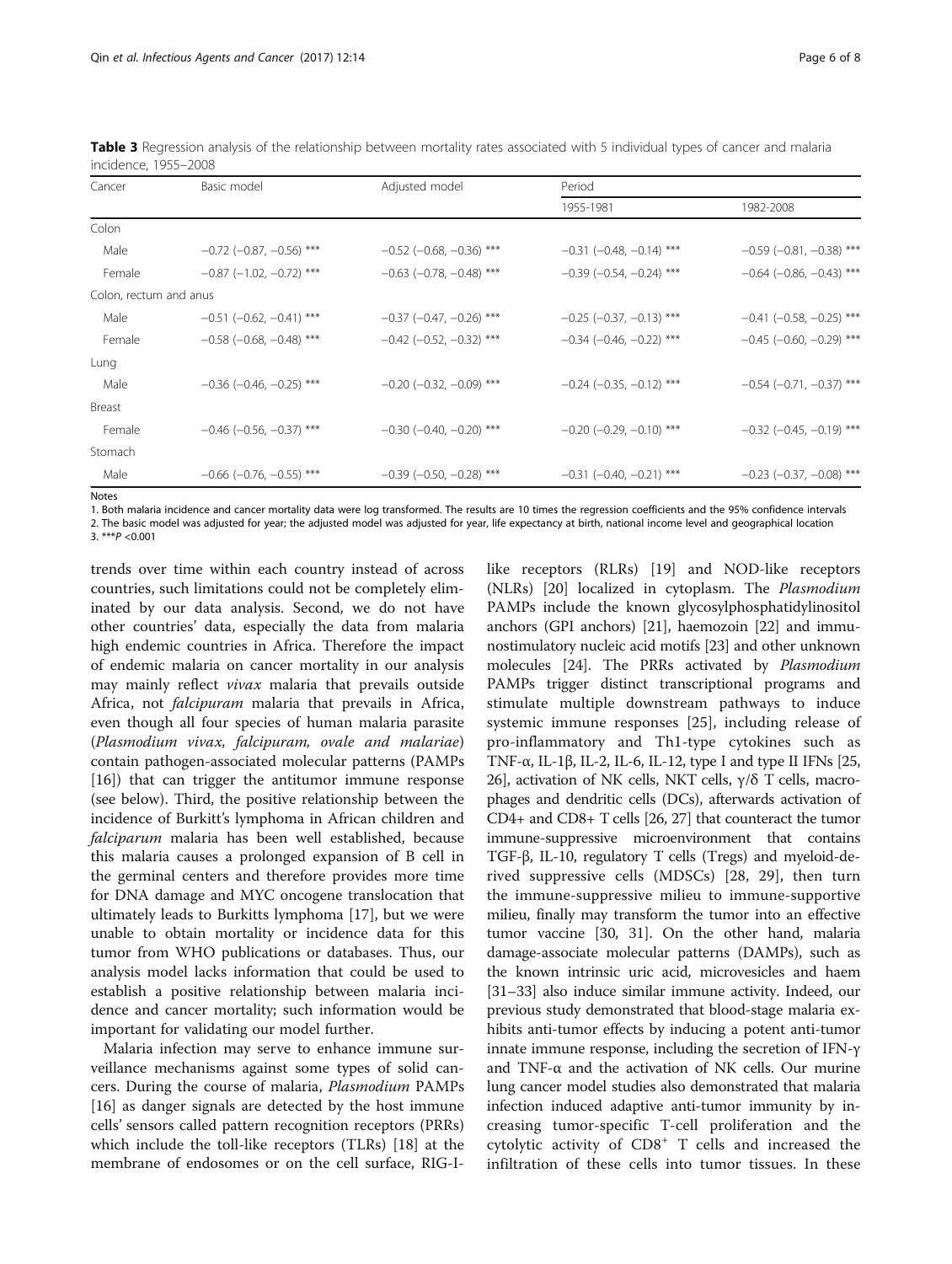**Table 3** Regression analysis of the relationship between mortality rates associated with 5 individual types of cancer and malaria incidence, 1955–2008

| Cancer | Basic model | Adjusted model | Period | |
|---|---|---|---|---|
| | | | 1955-1981 | 1982-2008 |
| Colon | | | | |
| Male | −0.72 (−0.87, −0.56) *** | −0.52 (−0.68, −0.36) *** | −0.31 (−0.48, −0.14) *** | −0.59 (−0.81, −0.38) *** |
| Female | −0.87 (−1.02, −0.72) *** | −0.63 (−0.78, −0.48) *** | −0.39 (−0.54, −0.24) *** | −0.64 (−0.86, −0.43) *** |
| Colon, rectum and anus | | | | |
| Male | −0.51 (−0.62, −0.41) *** | −0.37 (−0.47, −0.26) *** | −0.25 (−0.37, −0.13) *** | −0.41 (−0.58, −0.25) *** |
| Female | −0.58 (−0.68, −0.48) *** | −0.42 (−0.52, −0.32) *** | −0.34 (−0.46, −0.22) *** | −0.45 (−0.60, −0.29) *** |
| Lung | | | | |
| Male | −0.36 (−0.46, −0.25) *** | −0.20 (−0.32, −0.09) *** | −0.24 (−0.35, −0.12) *** | −0.54 (−0.71, −0.37) *** |
| Breast | | | | |
| Female | −0.46 (−0.56, −0.37) *** | −0.30 (−0.40, −0.20) *** | −0.20 (−0.29, −0.10) *** | −0.32 (−0.45, −0.19) *** |
| Stomach | | | | |
| Male | −0.66 (−0.76, −0.55) *** | −0.39 (−0.50, −0.28) *** | −0.31 (−0.40, −0.21) *** | −0.23 (−0.37, −0.08) *** |

Notes

1. Both malaria incidence and cancer mortality data were log transformed. The results are 10 times the regression coefficients and the 95% confidence intervals
2. The basic model was adjusted for year; the adjusted model was adjusted for year, life expectancy at birth, national income level and geographical location
3. ***$P$ <0.001

trends over time within each country instead of across countries, such limitations could not be completely eliminated by our data analysis. Second, we do not have other countries' data, especially the data from malaria high endemic countries in Africa. Therefore the impact of endemic malaria on cancer mortality in our analysis may mainly reflect *vivax* malaria that prevails outside Africa, not *falcipuram* malaria that prevails in Africa, even though all four species of human malaria parasite (*Plasmodium vivax, falcipuram, ovale and malariae*) contain pathogen-associated molecular patterns (PAMPs) [16]) that can trigger the antitumor immune response (see below). Third, the positive relationship between the incidence of Burkitt's lymphoma in African children and *falciparum* malaria has been well established, because this malaria causes a prolonged expansion of B cell in the germinal centers and therefore provides more time for DNA damage and MYC oncogene translocation that ultimately leads to Burkitts lymphoma [17], but we were unable to obtain mortality or incidence data for this tumor from WHO publications or databases. Thus, our analysis model lacks information that could be used to establish a positive relationship between malaria incidence and cancer mortality; such information would be important for validating our model further.

Malaria infection may serve to enhance immune surveillance mechanisms against some types of solid cancers. During the course of malaria, *Plasmodium* PAMPs [16] as danger signals are detected by the host immune cells' sensors called pattern recognition receptors (PRRs) which include the toll-like receptors (TLRs) [18] at the membrane of endosomes or on the cell surface, RIG-I-like receptors (RLRs) [19] and NOD-like receptors (NLRs) [20] localized in cytoplasm. The *Plasmodium* PAMPs include the known glycosylphosphatidylinositol anchors (GPI anchors) [21], haemozoin [22] and immunostimulatory nucleic acid motifs [23] and other unknown molecules [24]. The PRRs activated by *Plasmodium* PAMPs trigger distinct transcriptional programs and stimulate multiple downstream pathways to induce systemic immune responses [25], including release of pro-inflammatory and Th1-type cytokines such as TNF-α, IL-1β, IL-2, IL-6, IL-12, type I and type II IFNs [25, 26], activation of NK cells, NKT cells, γ/δ T cells, macrophages and dendritic cells (DCs), afterwards activation of CD4+ and CD8+ T cells [26, 27] that counteract the tumor immune-suppressive microenvironment that contains TGF-β, IL-10, regulatory T cells (Tregs) and myeloid-derived suppressive cells (MDSCs) [28, 29], then turn the immune-suppressive milieu to immune-supportive milieu, finally may transform the tumor into an effective tumor vaccine [30, 31]. On the other hand, malaria damage-associate molecular patterns (DAMPs), such as the known intrinsic uric acid, microvesicles and haem [31–33] also induce similar immune activity. Indeed, our previous study demonstrated that blood-stage malaria exhibits anti-tumor effects by inducing a potent anti-tumor innate immune response, including the secretion of IFN-γ and TNF-α and the activation of NK cells. Our murine lung cancer model studies also demonstrated that malaria infection induced adaptive anti-tumor immunity by increasing tumor-specific T-cell proliferation and the cytolytic activity of $CD8^+$ T cells and increased the infiltration of these cells into tumor tissues. In these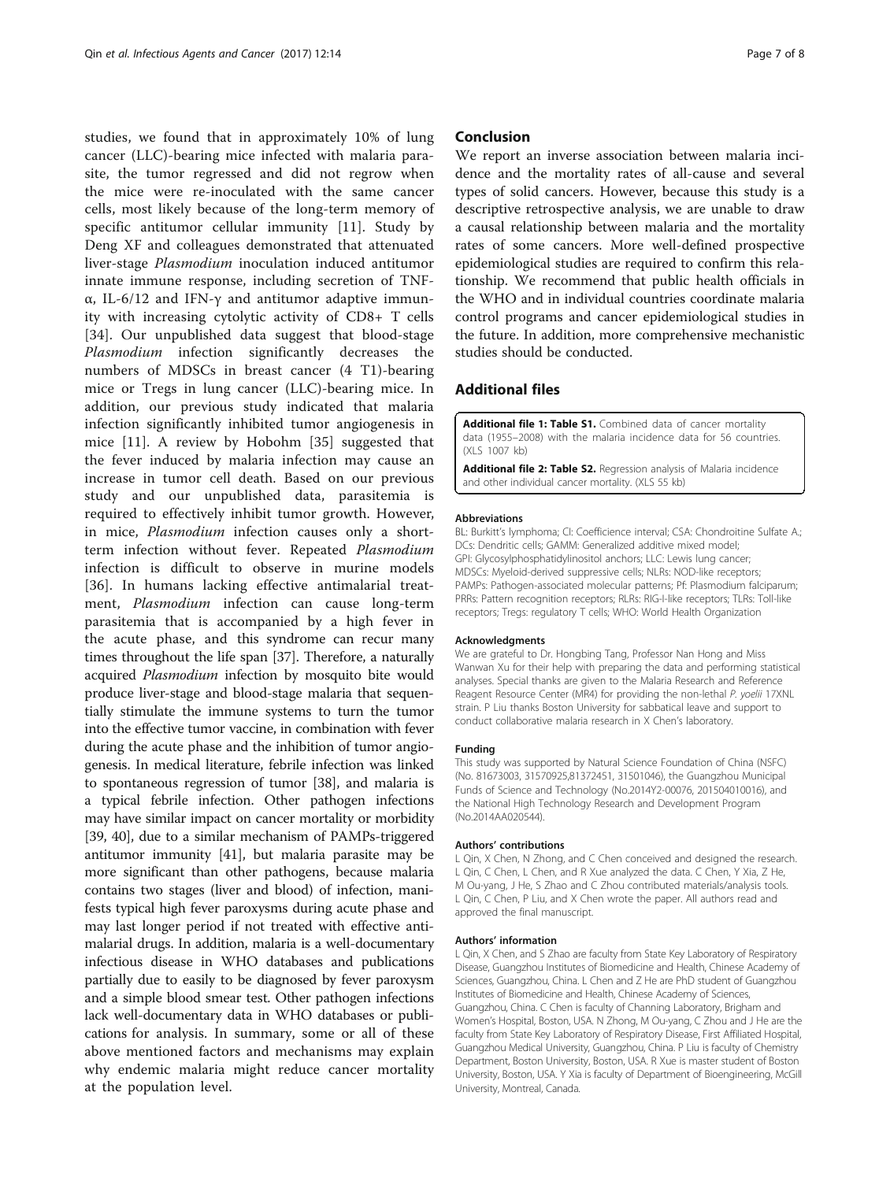studies, we found that in approximately 10% of lung cancer (LLC)-bearing mice infected with malaria parasite, the tumor regressed and did not regrow when the mice were re-inoculated with the same cancer cells, most likely because of the long-term memory of specific antitumor cellular immunity [11]. Study by Deng XF and colleagues demonstrated that attenuated liver-stage *Plasmodium* inoculation induced antitumor innate immune response, including secretion of TNF-α, IL-6/12 and IFN-γ and antitumor adaptive immunity with increasing cytolytic activity of CD8+ T cells [34]. Our unpublished data suggest that blood-stage *Plasmodium* infection significantly decreases the numbers of MDSCs in breast cancer (4 T1)-bearing mice or Tregs in lung cancer (LLC)-bearing mice. In addition, our previous study indicated that malaria infection significantly inhibited tumor angiogenesis in mice [11]. A review by Hobohm [35] suggested that the fever induced by malaria infection may cause an increase in tumor cell death. Based on our previous study and our unpublished data, parasitemia is required to effectively inhibit tumor growth. However, in mice, *Plasmodium* infection causes only a short-term infection without fever. Repeated *Plasmodium* infection is difficult to observe in murine models [36]. In humans lacking effective antimalarial treatment, *Plasmodium* infection can cause long-term parasitemia that is accompanied by a high fever in the acute phase, and this syndrome can recur many times throughout the life span [37]. Therefore, a naturally acquired *Plasmodium* infection by mosquito bite would produce liver-stage and blood-stage malaria that sequentially stimulate the immune systems to turn the tumor into the effective tumor vaccine, in combination with fever during the acute phase and the inhibition of tumor angiogenesis. In medical literature, febrile infection was linked to spontaneous regression of tumor [38], and malaria is a typical febrile infection. Other pathogen infections may have similar impact on cancer mortality or morbidity [39, 40], due to a similar mechanism of PAMPs-triggered antitumor immunity [41], but malaria parasite may be more significant than other pathogens, because malaria contains two stages (liver and blood) of infection, manifests typical high fever paroxysms during acute phase and may last longer period if not treated with effective antimalarial drugs. In addition, malaria is a well-documentary infectious disease in WHO databases and publications partially due to easily to be diagnosed by fever paroxysm and a simple blood smear test. Other pathogen infections lack well-documentary data in WHO databases or publications for analysis. In summary, some or all of these above mentioned factors and mechanisms may explain why endemic malaria might reduce cancer mortality at the population level.

## Conclusion

We report an inverse association between malaria incidence and the mortality rates of all-cause and several types of solid cancers. However, because this study is a descriptive retrospective analysis, we are unable to draw a causal relationship between malaria and the mortality rates of some cancers. More well-defined prospective epidemiological studies are required to confirm this relationship. We recommend that public health officials in the WHO and in individual countries coordinate malaria control programs and cancer epidemiological studies in the future. In addition, more comprehensive mechanistic studies should be conducted.

## Additional files

**Additional file 1: Table S1.** Combined data of cancer mortality data (1955–2008) with the malaria incidence data for 56 countries. (XLS 1007 kb)

**Additional file 2: Table S2.** Regression analysis of Malaria incidence and other individual cancer mortality. (XLS 55 kb)

#### Abbreviations

BL: Burkitt's lymphoma; CI: Coefficience interval; CSA: Chondroitine Sulfate A.; DCs: Dendritic cells; GAMM: Generalized additive mixed model; GPI: Glycosylphosphatidylinositol anchors; LLC: Lewis lung cancer; MDSCs: Myeloid-derived suppressive cells; NLRs: NOD-like receptors; PAMPs: Pathogen-associated molecular patterns; Pf: Plasmodium falciparum; PRRs: Pattern recognition receptors; RLRs: RIG-I-like receptors; TLRs: Toll-like receptors; Tregs: regulatory T cells; WHO: World Health Organization

#### Acknowledgments

We are grateful to Dr. Hongbing Tang, Professor Nan Hong and Miss Wanwan Xu for their help with preparing the data and performing statistical analyses. Special thanks are given to the Malaria Research and Reference Reagent Resource Center (MR4) for providing the non-lethal *P. yoelii* 17XNL strain. P Liu thanks Boston University for sabbatical leave and support to conduct collaborative malaria research in X Chen's laboratory.

#### Funding

This study was supported by Natural Science Foundation of China (NSFC) (No. 81673003, 31570925,81372451, 31501046), the Guangzhou Municipal Funds of Science and Technology (No.2014Y2-00076, 201504010016), and the National High Technology Research and Development Program (No.2014AA020544).

#### Authors' contributions

L Qin, X Chen, N Zhong, and C Chen conceived and designed the research. L Qin, C Chen, L Chen, and R Xue analyzed the data. C Chen, Y Xia, Z He, M Ou-yang, J He, S Zhao and C Zhou contributed materials/analysis tools. L Qin, C Chen, P Liu, and X Chen wrote the paper. All authors read and approved the final manuscript.

#### Authors' information

L Qin, X Chen, and S Zhao are faculty from State Key Laboratory of Respiratory Disease, Guangzhou Institutes of Biomedicine and Health, Chinese Academy of Sciences, Guangzhou, China. L Chen and Z He are PhD student of Guangzhou Institutes of Biomedicine and Health, Chinese Academy of Sciences, Guangzhou, China. C Chen is faculty of Channing Laboratory, Brigham and Women's Hospital, Boston, USA. N Zhong, M Ou-yang, C Zhou and J He are the faculty from State Key Laboratory of Respiratory Disease, First Affiliated Hospital, Guangzhou Medical University, Guangzhou, China. P Liu is faculty of Chemistry Department, Boston University, Boston, USA. R Xue is master student of Boston University, Boston, USA. Y Xia is faculty of Department of Bioengineering, McGill University, Montreal, Canada.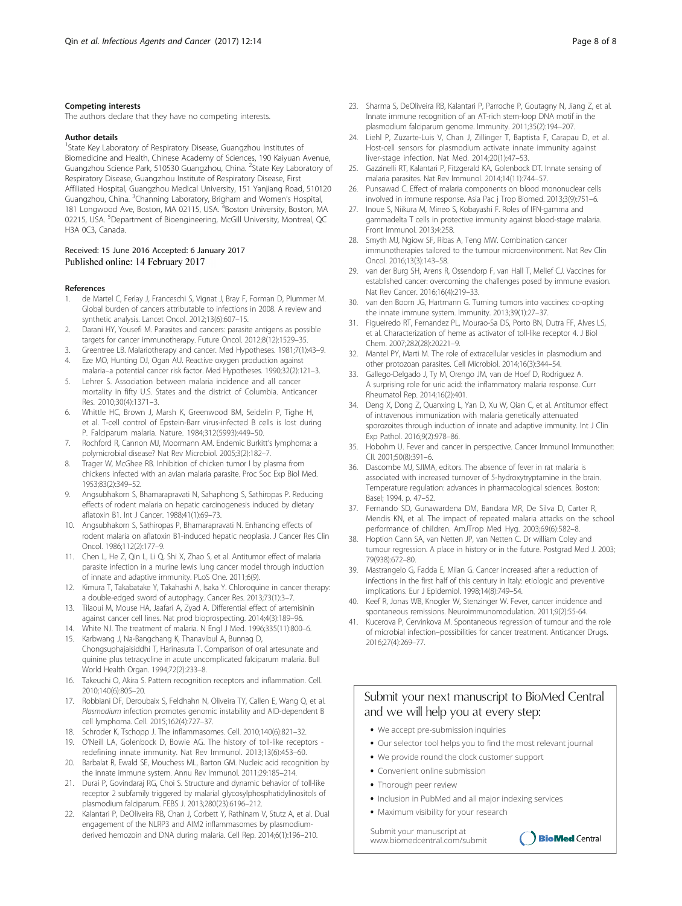#### Competing interests

The authors declare that they have no competing interests.

#### Author details

[1]State Key Laboratory of Respiratory Disease, Guangzhou Institutes of Biomedicine and Health, Chinese Academy of Sciences, 190 Kaiyuan Avenue, Guangzhou Science Park, 510530 Guangzhou, China. [2]State Key Laboratory of Respiratory Disease, Guangzhou Institute of Respiratory Disease, First Affiliated Hospital, Guangzhou Medical University, 151 Yanjiang Road, 510120 Guangzhou, China. [3]Channing Laboratory, Brigham and Women's Hospital, 181 Longwood Ave, Boston, MA 02115, USA. [4]Boston University, Boston, MA 02215, USA. [5]Department of Bioengineering, McGill University, Montreal, QC H3A 0C3, Canada.

Received: 15 June 2016 Accepted: 6 January 2017
Published online: 14 February 2017

#### References

1. de Martel C, Ferlay J, Franceschi S, Vignat J, Bray F, Forman D, Plummer M. Global burden of cancers attributable to infections in 2008. A review and synthetic analysis. Lancet Oncol. 2012;13(6):607–15.
2. Darani HY, Yousefi M. Parasites and cancers: parasite antigens as possible targets for cancer immunotherapy. Future Oncol. 2012;8(12):1529–35.
3. Greentree LB. Malariotherapy and cancer. Med Hypotheses. 1981;7(1):43–9.
4. Eze MO, Hunting DJ, Ogan AU. Reactive oxygen production against malaria–a potential cancer risk factor. Med Hypotheses. 1990;32(2):121–3.
5. Lehrer S. Association between malaria incidence and all cancer mortality in fifty U.S. States and the district of Columbia. Anticancer Res. 2010;30(4):1371–3.
6. Whittle HC, Brown J, Marsh K, Greenwood BM, Seidelin P, Tighe H, et al. T-cell control of Epstein-Barr virus-infected B cells is lost during P. Falciparum malaria. Nature. 1984;312(5993):449–50.
7. Rochford R, Cannon MJ, Moormann AM. Endemic Burkitt's lymphoma: a polymicrobial disease? Nat Rev Microbiol. 2005;3(2):182–7.
8. Trager W, McGhee RB. Inhibition of chicken tumor I by plasma from chickens infected with an avian malaria parasite. Proc Soc Exp Biol Med. 1953;83(2):349–52.
9. Angsubhakorn S, Bhamarapravati N, Sahaphong S, Sathiropas P. Reducing effects of rodent malaria on hepatic carcinogenesis induced by dietary aflatoxin B1. Int J Cancer. 1988;41(1):69–73.
10. Angsubhakorn S, Sathiropas P, Bhamarapravati N. Enhancing effects of rodent malaria on aflatoxin B1-induced hepatic neoplasia. J Cancer Res Clin Oncol. 1986;112(2):177–9.
11. Chen L, He Z, Qin L, Li Q, Shi X, Zhao S, et al. Antitumor effect of malaria parasite infection in a murine lewis lung cancer model through induction of innate and adaptive immunity. PLoS One. 2011;6(9).
12. Kimura T, Takabatake Y, Takahashi A, Isaka Y. Chloroquine in cancer therapy: a double-edged sword of autophagy. Cancer Res. 2013;73(1):3–7.
13. Tilaoui M, Mouse HA, Jaafari A, Zyad A. Differential effect of artemisinin against cancer cell lines. Nat prod bioprospecting. 2014;4(3):189–96.
14. White NJ. The treatment of malaria. N Engl J Med. 1996;335(11):800–6.
15. Karbwang J, Na-Bangchang K, Thanavibul A, Bunnag D, Chongsuphajaisiddhi T, Harinasuta T. Comparison of oral artesunate and quinine plus tetracycline in acute uncomplicated falciparum malaria. Bull World Health Organ. 1994;72(2):233–8.
16. Takeuchi O, Akira S. Pattern recognition receptors and inflammation. Cell. 2010;140(6):805–20.
17. Robbiani DF, Deroubaix S, Feldhahn N, Oliveira TY, Callen E, Wang Q, et al. *Plasmodium* infection promotes genomic instability and AID-dependent B cell lymphoma. Cell. 2015;162(4):727–37.
18. Schroder K, Tschopp J. The inflammasomes. Cell. 2010;140(6):821–32.
19. O'Neill LA, Golenbock D, Bowie AG. The history of toll-like receptors - redefining innate immunity. Nat Rev Immunol. 2013;13(6):453–60.
20. Barbalat R, Ewald SE, Mouchess ML, Barton GM. Nucleic acid recognition by the innate immune system. Annu Rev Immunol. 2011;29:185–214.
21. Durai P, Govindaraj RG, Choi S. Structure and dynamic behavior of toll-like receptor 2 subfamily triggered by malarial glycosylphosphatidylinositols of plasmodium falciparum. FEBS J. 2013;280(23):6196–212.
22. Kalantari P, DeOliveira RB, Chan J, Corbett Y, Rathinam V, Stutz A, et al. Dual engagement of the NLRP3 and AIM2 inflammasomes by plasmodium-derived hemozoin and DNA during malaria. Cell Rep. 2014;6(1):196–210.
23. Sharma S, DeOliveira RB, Kalantari P, Parroche P, Goutagny N, Jiang Z, et al. Innate immune recognition of an AT-rich stem-loop DNA motif in the plasmodium falciparum genome. Immunity. 2011;35(2):194–207.
24. Liehl P, Zuzarte-Luis V, Chan J, Zillinger T, Baptista F, Carapau D, et al. Host-cell sensors for plasmodium activate innate immunity against liver-stage infection. Nat Med. 2014;20(1):47–53.
25. Gazzinelli RT, Kalantari P, Fitzgerald KA, Golenbock DT. Innate sensing of malaria parasites. Nat Rev Immunol. 2014;14(11):744–57.
26. Punsawad C. Effect of malaria components on blood mononuclear cells involved in immune response. Asia Pac j Trop Biomed. 2013;3(9):751–6.
27. Inoue S, Niikura M, Mineo S, Kobayashi F. Roles of IFN-gamma and gammadelta T cells in protective immunity against blood-stage malaria. Front Immunol. 2013;4:258.
28. Smyth MJ, Ngiow SF, Ribas A, Teng MW. Combination cancer immunotherapies tailored to the tumour microenvironment. Nat Rev Clin Oncol. 2016;13(3):143–58.
29. van der Burg SH, Arens R, Ossendorp F, van Hall T, Melief CJ. Vaccines for established cancer: overcoming the challenges posed by immune evasion. Nat Rev Cancer. 2016;16(4):219–33.
30. van den Boorn JG, Hartmann G. Turning tumors into vaccines: co-opting the innate immune system. Immunity. 2013;39(1):27–37.
31. Figueiredo RT, Fernandez PL, Mourao-Sa DS, Porto BN, Dutra FF, Alves LS, et al. Characterization of heme as activator of toll-like receptor 4. J Biol Chem. 2007;282(28):20221–9.
32. Mantel PY, Marti M. The role of extracellular vesicles in plasmodium and other protozoan parasites. Cell Microbiol. 2014;16(3):344–54.
33. Gallego-Delgado J, Ty M, Orengo JM, van de Hoef D, Rodriguez A. A surprising role for uric acid: the inflammatory malaria response. Curr Rheumatol Rep. 2014;16(2):401.
34. Deng X, Dong Z, Quanxing L, Yan D, Xu W, Qian C, et al. Antitumor effect of intravenous immunization with malaria genetically attenuated sporozoites through induction of innate and adaptive immunity. Int J Clin Exp Pathol. 2016;9(2):978–86.
35. Hobohm U. Fever and cancer in perspective. Cancer Immunol Immunother: CII. 2001;50(8):391–6.
36. Dascombe MJ, SJIMA, editors. The absence of fever in rat malaria is associated with increased turnover of 5-hydroxytryptamine in the brain. Temperature regulation: advances in pharmacological sciences. Boston: Basel; 1994. p. 47–52.
37. Fernando SD, Gunawardena DM, Bandara MR, De Silva D, Carter R, Mendis KN, et al. The impact of repeated malaria attacks on the school performance of children. AmJTrop Med Hyg. 2003;69(6):582–8.
38. Hoption Cann SA, van Netten JP, van Netten C. Dr william Coley and tumour regression. A place in history or in the future. Postgrad Med J. 2003; 79(938):672–80.
39. Mastrangelo G, Fadda E, Milan G. Cancer increased after a reduction of infections in the first half of this century in Italy: etiologic and preventive implications. Eur J Epidemiol. 1998;14(8):749–54.
40. Keef R, Jonas WB, Knogler W, Stenzinger W. Fever, cancer incidence and spontaneous remissions. Neuroimmunomodulation. 2011;9(2):55-64.
41. Kucerova P, Cervinkova M. Spontaneous regression of tumour and the role of microbial infection–possibilities for cancer treatment. Anticancer Drugs. 2016;27(4):269–77.